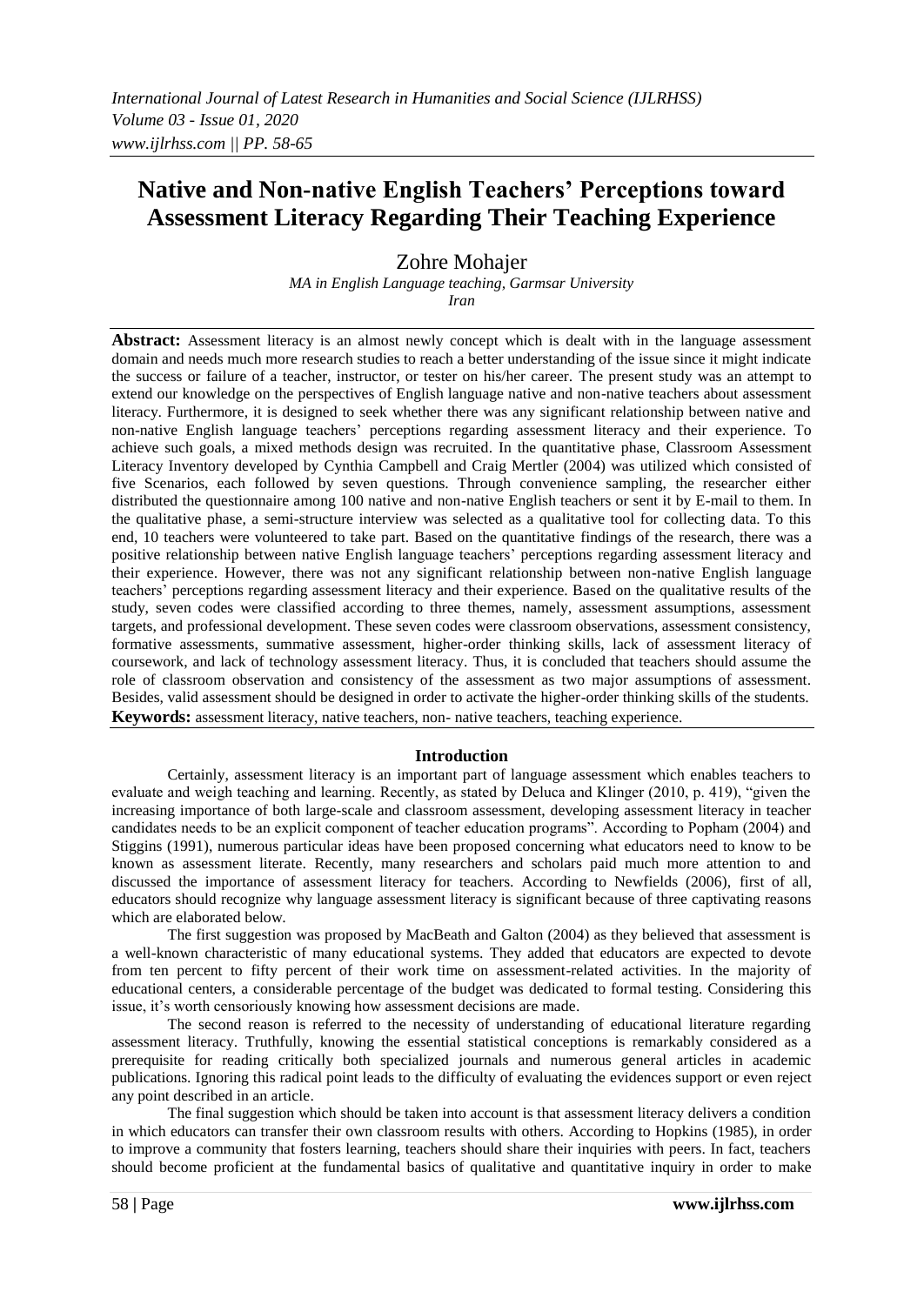# Native and Non-native English Teachers' Perceptions toward Assessment Literacy Regarding Their Teaching Experience

Zohre Mohajer

*MA in English Language teaching, Garmsar University*
*Iran*

**Abstract:** Assessment literacy is an almost newly concept which is dealt with in the language assessment domain and needs much more research studies to reach a better understanding of the issue since it might indicate the success or failure of a teacher, instructor, or tester on his/her career. The present study was an attempt to extend our knowledge on the perspectives of English language native and non-native teachers about assessment literacy. Furthermore, it is designed to seek whether there was any significant relationship between native and non-native English language teachers' perceptions regarding assessment literacy and their experience. To achieve such goals, a mixed methods design was recruited. In the quantitative phase, Classroom Assessment Literacy Inventory developed by Cynthia Campbell and Craig Mertler (2004) was utilized which consisted of five Scenarios, each followed by seven questions. Through convenience sampling, the researcher either distributed the questionnaire among 100 native and non-native English teachers or sent it by E-mail to them. In the qualitative phase, a semi-structure interview was selected as a qualitative tool for collecting data. To this end, 10 teachers were volunteered to take part. Based on the quantitative findings of the research, there was a positive relationship between native English language teachers' perceptions regarding assessment literacy and their experience. However, there was not any significant relationship between non-native English language teachers' perceptions regarding assessment literacy and their experience. Based on the qualitative results of the study, seven codes were classified according to three themes, namely, assessment assumptions, assessment targets, and professional development. These seven codes were classroom observations, assessment consistency, formative assessments, summative assessment, higher-order thinking skills, lack of assessment literacy of coursework, and lack of technology assessment literacy. Thus, it is concluded that teachers should assume the role of classroom observation and consistency of the assessment as two major assumptions of assessment. Besides, valid assessment should be designed in order to activate the higher-order thinking skills of the students.

**Keywords:** assessment literacy, native teachers, non- native teachers, teaching experience.

## Introduction

Certainly, assessment literacy is an important part of language assessment which enables teachers to evaluate and weigh teaching and learning. Recently, as stated by Deluca and Klinger (2010, p. 419), "given the increasing importance of both large-scale and classroom assessment, developing assessment literacy in teacher candidates needs to be an explicit component of teacher education programs". According to Popham (2004) and Stiggins (1991), numerous particular ideas have been proposed concerning what educators need to know to be known as assessment literate. Recently, many researchers and scholars paid much more attention to and discussed the importance of assessment literacy for teachers. According to Newfields (2006), first of all, educators should recognize why language assessment literacy is significant because of three captivating reasons which are elaborated below.

The first suggestion was proposed by MacBeath and Galton (2004) as they believed that assessment is a well-known characteristic of many educational systems. They added that educators are expected to devote from ten percent to fifty percent of their work time on assessment-related activities. In the majority of educational centers, a considerable percentage of the budget was dedicated to formal testing. Considering this issue, it's worth censoriously knowing how assessment decisions are made.

The second reason is referred to the necessity of understanding of educational literature regarding assessment literacy. Truthfully, knowing the essential statistical conceptions is remarkably considered as a prerequisite for reading critically both specialized journals and numerous general articles in academic publications. Ignoring this radical point leads to the difficulty of evaluating the evidences support or even reject any point described in an article.

The final suggestion which should be taken into account is that assessment literacy delivers a condition in which educators can transfer their own classroom results with others. According to Hopkins (1985), in order to improve a community that fosters learning, teachers should share their inquiries with peers. In fact, teachers should become proficient at the fundamental basics of qualitative and quantitative inquiry in order to make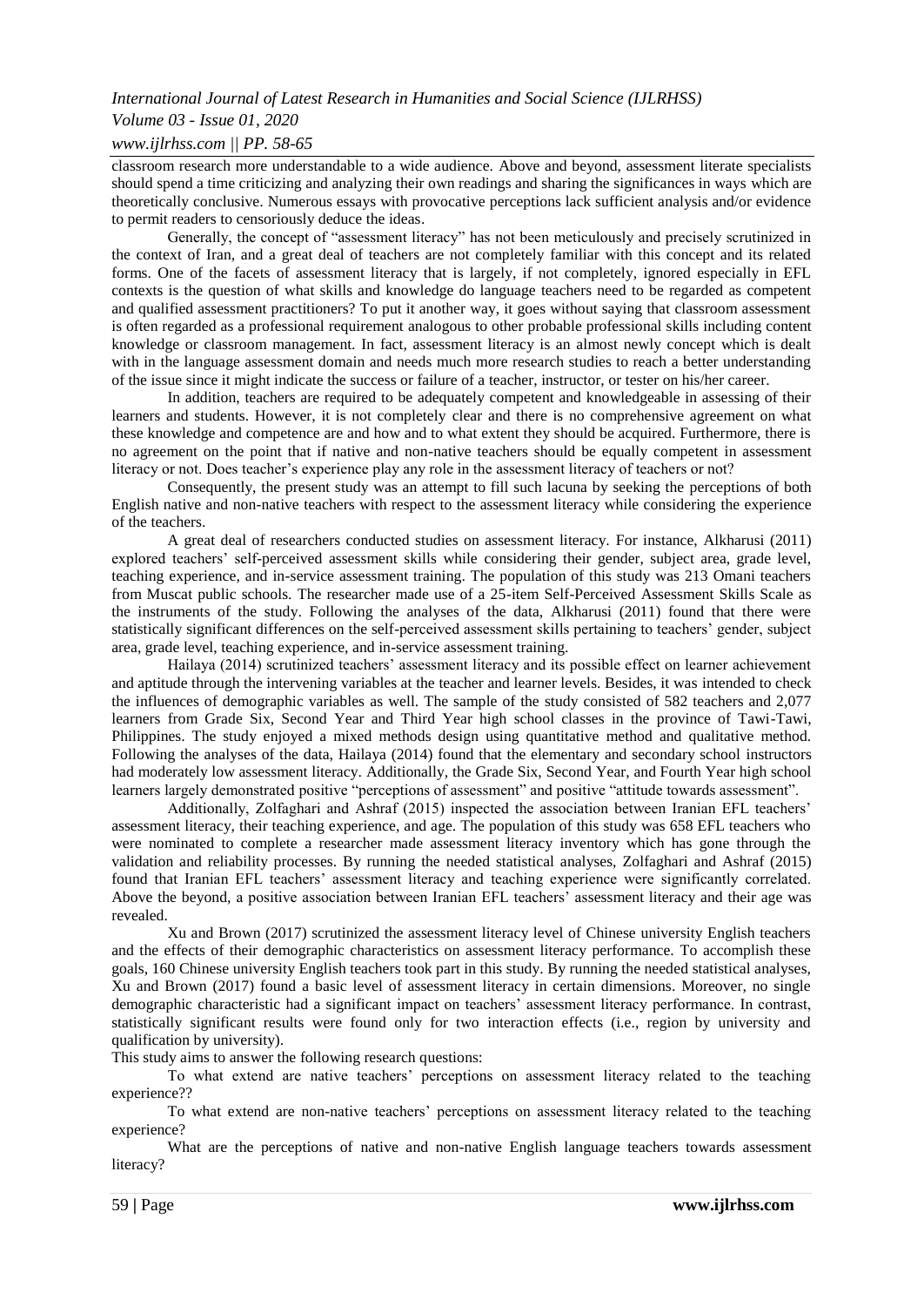classroom research more understandable to a wide audience. Above and beyond, assessment literate specialists should spend a time criticizing and analyzing their own readings and sharing the significances in ways which are theoretically conclusive. Numerous essays with provocative perceptions lack sufficient analysis and/or evidence to permit readers to censoriously deduce the ideas.

Generally, the concept of "assessment literacy" has not been meticulously and precisely scrutinized in the context of Iran, and a great deal of teachers are not completely familiar with this concept and its related forms. One of the facets of assessment literacy that is largely, if not completely, ignored especially in EFL contexts is the question of what skills and knowledge do language teachers need to be regarded as competent and qualified assessment practitioners? To put it another way, it goes without saying that classroom assessment is often regarded as a professional requirement analogous to other probable professional skills including content knowledge or classroom management. In fact, assessment literacy is an almost newly concept which is dealt with in the language assessment domain and needs much more research studies to reach a better understanding of the issue since it might indicate the success or failure of a teacher, instructor, or tester on his/her career.

In addition, teachers are required to be adequately competent and knowledgeable in assessing of their learners and students. However, it is not completely clear and there is no comprehensive agreement on what these knowledge and competence are and how and to what extent they should be acquired. Furthermore, there is no agreement on the point that if native and non-native teachers should be equally competent in assessment literacy or not. Does teacher's experience play any role in the assessment literacy of teachers or not?

Consequently, the present study was an attempt to fill such lacuna by seeking the perceptions of both English native and non-native teachers with respect to the assessment literacy while considering the experience of the teachers.

A great deal of researchers conducted studies on assessment literacy. For instance, Alkharusi (2011) explored teachers' self-perceived assessment skills while considering their gender, subject area, grade level, teaching experience, and in-service assessment training. The population of this study was 213 Omani teachers from Muscat public schools. The researcher made use of a 25-item Self-Perceived Assessment Skills Scale as the instruments of the study. Following the analyses of the data, Alkharusi (2011) found that there were statistically significant differences on the self-perceived assessment skills pertaining to teachers' gender, subject area, grade level, teaching experience, and in-service assessment training.

Hailaya (2014) scrutinized teachers' assessment literacy and its possible effect on learner achievement and aptitude through the intervening variables at the teacher and learner levels. Besides, it was intended to check the influences of demographic variables as well. The sample of the study consisted of 582 teachers and 2,077 learners from Grade Six, Second Year and Third Year high school classes in the province of Tawi-Tawi, Philippines. The study enjoyed a mixed methods design using quantitative method and qualitative method. Following the analyses of the data, Hailaya (2014) found that the elementary and secondary school instructors had moderately low assessment literacy. Additionally, the Grade Six, Second Year, and Fourth Year high school learners largely demonstrated positive "perceptions of assessment" and positive "attitude towards assessment".

Additionally, Zolfaghari and Ashraf (2015) inspected the association between Iranian EFL teachers' assessment literacy, their teaching experience, and age. The population of this study was 658 EFL teachers who were nominated to complete a researcher made assessment literacy inventory which has gone through the validation and reliability processes. By running the needed statistical analyses, Zolfaghari and Ashraf (2015) found that Iranian EFL teachers' assessment literacy and teaching experience were significantly correlated. Above the beyond, a positive association between Iranian EFL teachers' assessment literacy and their age was revealed.

Xu and Brown (2017) scrutinized the assessment literacy level of Chinese university English teachers and the effects of their demographic characteristics on assessment literacy performance. To accomplish these goals, 160 Chinese university English teachers took part in this study. By running the needed statistical analyses, Xu and Brown (2017) found a basic level of assessment literacy in certain dimensions. Moreover, no single demographic characteristic had a significant impact on teachers' assessment literacy performance. In contrast, statistically significant results were found only for two interaction effects (i.e., region by university and qualification by university).

This study aims to answer the following research questions:

To what extend are native teachers' perceptions on assessment literacy related to the teaching experience??

To what extend are non-native teachers' perceptions on assessment literacy related to the teaching experience?

What are the perceptions of native and non-native English language teachers towards assessment literacy?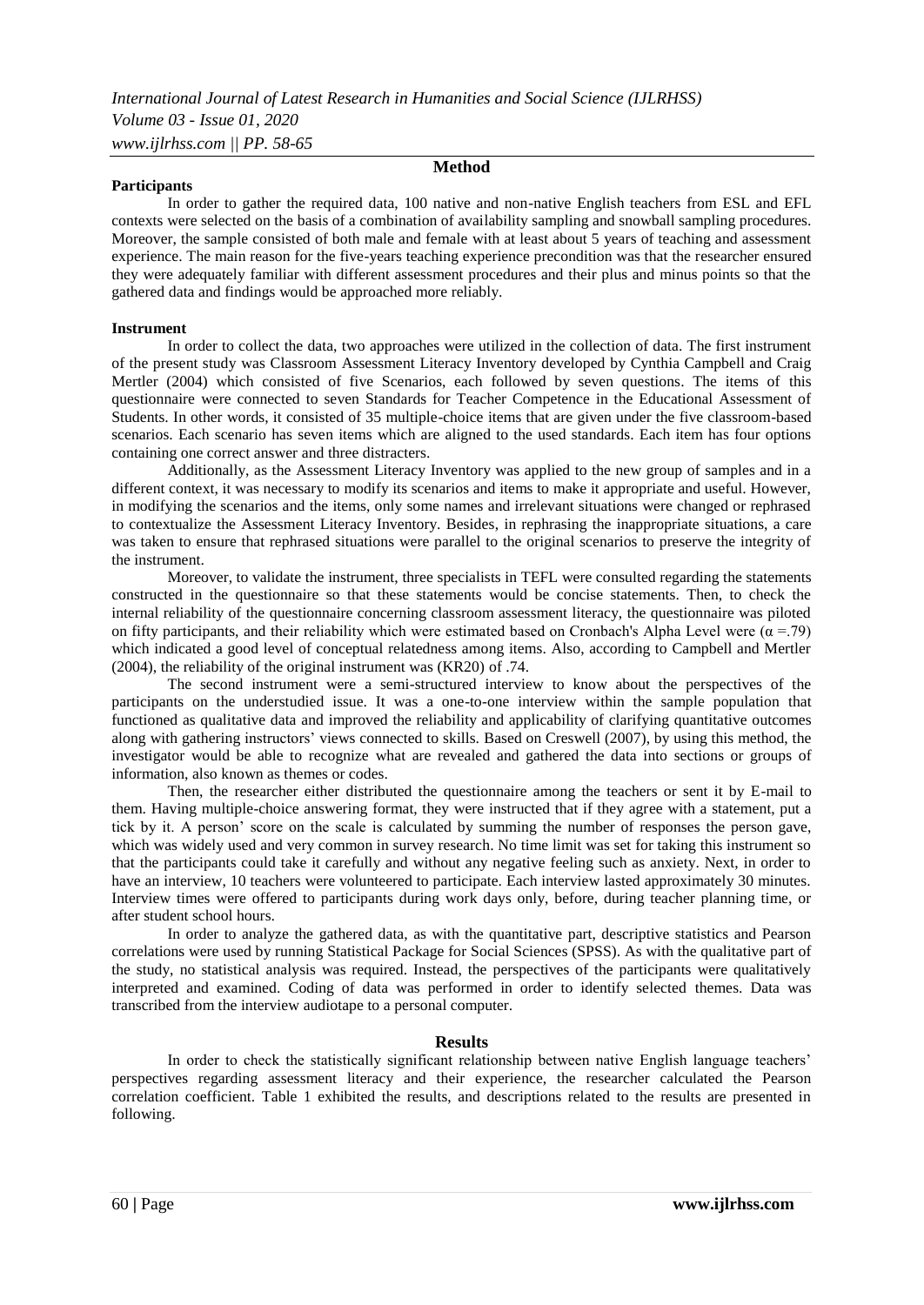## Method

### Participants

In order to gather the required data, 100 native and non-native English teachers from ESL and EFL contexts were selected on the basis of a combination of availability sampling and snowball sampling procedures. Moreover, the sample consisted of both male and female with at least about 5 years of teaching and assessment experience. The main reason for the five-years teaching experience precondition was that the researcher ensured they were adequately familiar with different assessment procedures and their plus and minus points so that the gathered data and findings would be approached more reliably.

### Instrument

In order to collect the data, two approaches were utilized in the collection of data. The first instrument of the present study was Classroom Assessment Literacy Inventory developed by Cynthia Campbell and Craig Mertler (2004) which consisted of five Scenarios, each followed by seven questions. The items of this questionnaire were connected to seven Standards for Teacher Competence in the Educational Assessment of Students. In other words, it consisted of 35 multiple-choice items that are given under the five classroom-based scenarios. Each scenario has seven items which are aligned to the used standards. Each item has four options containing one correct answer and three distracters.

Additionally, as the Assessment Literacy Inventory was applied to the new group of samples and in a different context, it was necessary to modify its scenarios and items to make it appropriate and useful. However, in modifying the scenarios and the items, only some names and irrelevant situations were changed or rephrased to contextualize the Assessment Literacy Inventory. Besides, in rephrasing the inappropriate situations, a care was taken to ensure that rephrased situations were parallel to the original scenarios to preserve the integrity of the instrument.

Moreover, to validate the instrument, three specialists in TEFL were consulted regarding the statements constructed in the questionnaire so that these statements would be concise statements. Then, to check the internal reliability of the questionnaire concerning classroom assessment literacy, the questionnaire was piloted on fifty participants, and their reliability which were estimated based on Cronbach's Alpha Level were ($\alpha$ =.79) which indicated a good level of conceptual relatedness among items. Also, according to Campbell and Mertler (2004), the reliability of the original instrument was (KR20) of .74.

The second instrument were a semi-structured interview to know about the perspectives of the participants on the understudied issue. It was a one-to-one interview within the sample population that functioned as qualitative data and improved the reliability and applicability of clarifying quantitative outcomes along with gathering instructors' views connected to skills. Based on Creswell (2007), by using this method, the investigator would be able to recognize what are revealed and gathered the data into sections or groups of information, also known as themes or codes.

Then, the researcher either distributed the questionnaire among the teachers or sent it by E-mail to them. Having multiple-choice answering format, they were instructed that if they agree with a statement, put a tick by it. A person' score on the scale is calculated by summing the number of responses the person gave, which was widely used and very common in survey research. No time limit was set for taking this instrument so that the participants could take it carefully and without any negative feeling such as anxiety. Next, in order to have an interview, 10 teachers were volunteered to participate. Each interview lasted approximately 30 minutes. Interview times were offered to participants during work days only, before, during teacher planning time, or after student school hours.

In order to analyze the gathered data, as with the quantitative part, descriptive statistics and Pearson correlations were used by running Statistical Package for Social Sciences (SPSS). As with the qualitative part of the study, no statistical analysis was required. Instead, the perspectives of the participants were qualitatively interpreted and examined. Coding of data was performed in order to identify selected themes. Data was transcribed from the interview audiotape to a personal computer.

## Results

In order to check the statistically significant relationship between native English language teachers' perspectives regarding assessment literacy and their experience, the researcher calculated the Pearson correlation coefficient. Table 1 exhibited the results, and descriptions related to the results are presented in following.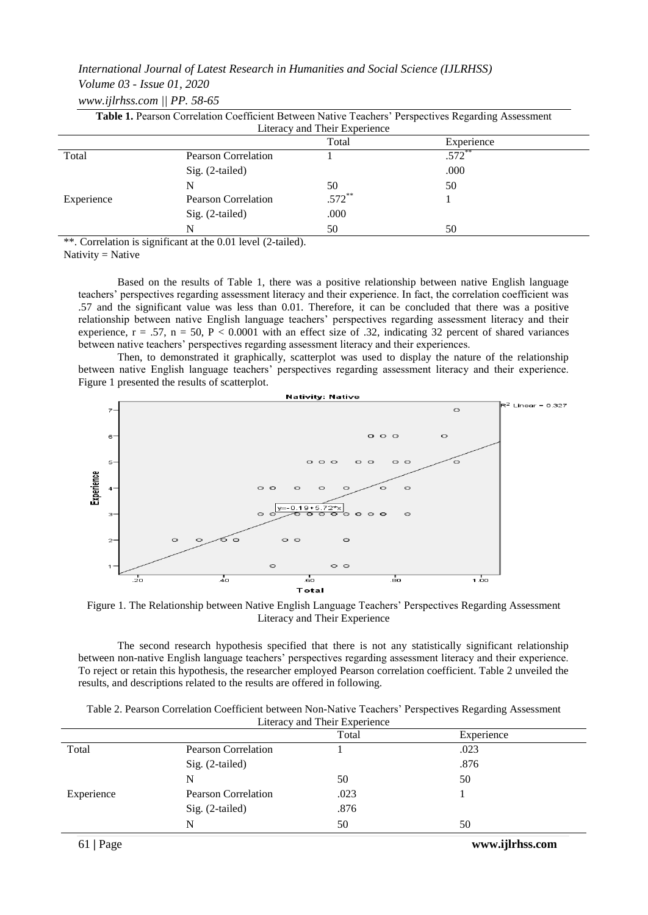**Table 1.** Pearson Correlation Coefficient Between Native Teachers' Perspectives Regarding Assessment Literacy and Their Experience

| | | Total | Experience |
|---|---|---|---|
| Total | Pearson Correlation | 1 | .572** |
| | Sig. (2-tailed) | | .000 |
| | N | 50 | 50 |
| Experience | Pearson Correlation | .572** | 1 |
| | Sig. (2-tailed) | .000 | |
| | N | 50 | 50 |

**. Correlation is significant at the 0.01 level (2-tailed).
Nativity = Native

Based on the results of Table 1, there was a positive relationship between native English language teachers' perspectives regarding assessment literacy and their experience. In fact, the correlation coefficient was .57 and the significant value was less than 0.01. Therefore, it can be concluded that there was a positive relationship between native English language teachers' perspectives regarding assessment literacy and their experience, $r = .57$, $n = 50$, $P < 0.0001$ with an effect size of .32, indicating 32 percent of shared variances between native teachers' perspectives regarding assessment literacy and their experiences.

Then, to demonstrated it graphically, scatterplot was used to display the nature of the relationship between native English language teachers' perspectives regarding assessment literacy and their experience. Figure 1 presented the results of scatterplot.

Figure 1. The Relationship between Native English Language Teachers' Perspectives Regarding Assessment Literacy and Their Experience

The second research hypothesis specified that there is not any statistically significant relationship between non-native English language teachers' perspectives regarding assessment literacy and their experience. To reject or retain this hypothesis, the researcher employed Pearson correlation coefficient. Table 2 unveiled the results, and descriptions related to the results are offered in following.

Table 2. Pearson Correlation Coefficient between Non-Native Teachers' Perspectives Regarding Assessment Literacy and Their Experience

| | | Total | Experience |
|---|---|---|---|
| Total | Pearson Correlation | 1 | .023 |
| | Sig. (2-tailed) | | .876 |
| | N | 50 | 50 |
| Experience | Pearson Correlation | .023 | 1 |
| | Sig. (2-tailed) | .876 | |
| | N | 50 | 50 |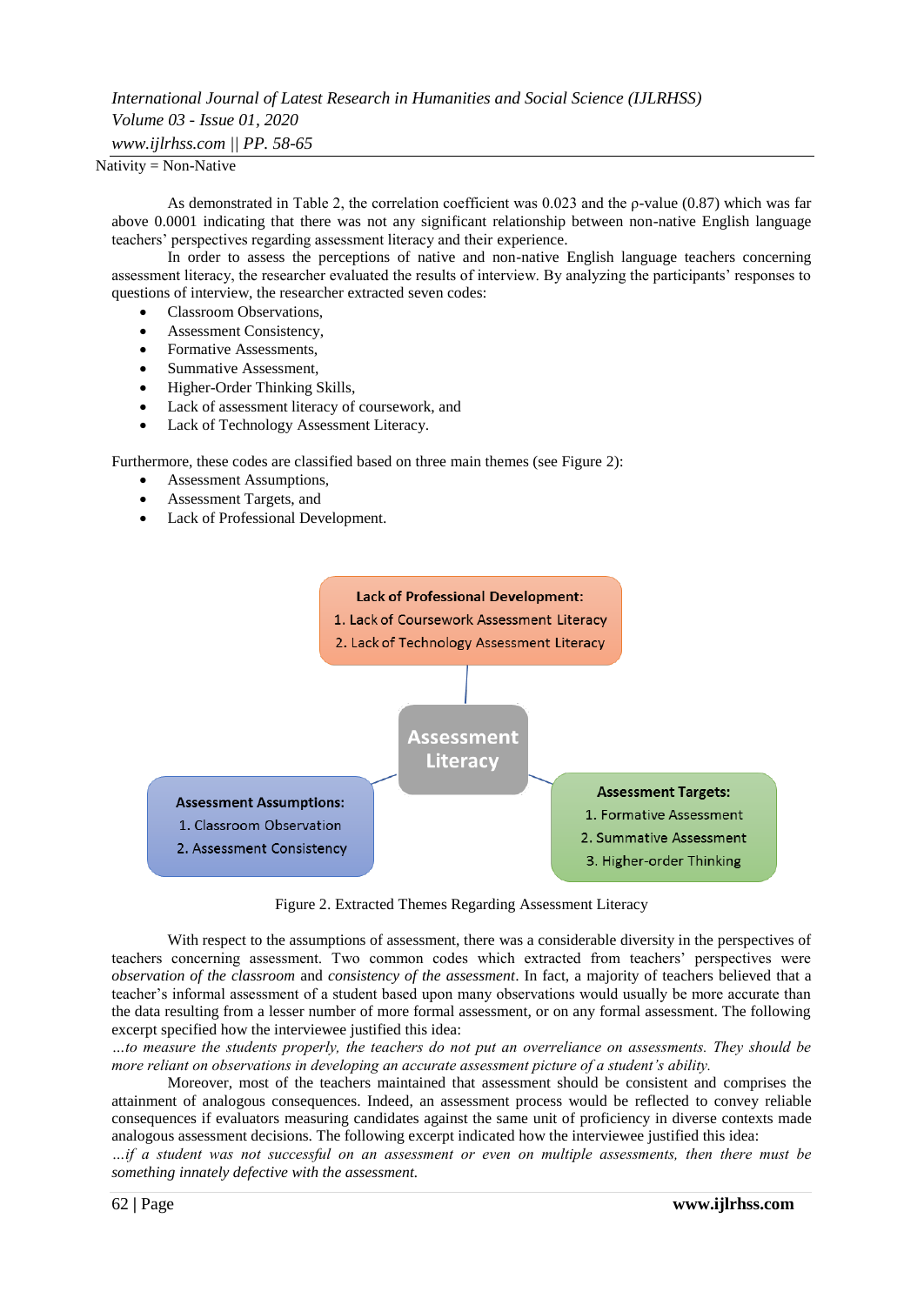Nativity = Non-Native

As demonstrated in Table 2, the correlation coefficient was 0.023 and the ρ-value (0.87) which was far above 0.0001 indicating that there was not any significant relationship between non-native English language teachers' perspectives regarding assessment literacy and their experience.

In order to assess the perceptions of native and non-native English language teachers concerning assessment literacy, the researcher evaluated the results of interview. By analyzing the participants' responses to questions of interview, the researcher extracted seven codes:

- Classroom Observations,
- Assessment Consistency,
- Formative Assessments,
- Summative Assessment,
- Higher-Order Thinking Skills,
- Lack of assessment literacy of coursework, and
- Lack of Technology Assessment Literacy.

Furthermore, these codes are classified based on three main themes (see Figure 2):

- Assessment Assumptions,
- Assessment Targets, and
- Lack of Professional Development.

**Lack of Professional Development:**
1. Lack of Coursework Assessment Literacy
2. Lack of Technology Assessment Literacy

**Assessment Literacy**

**Assessment Assumptions:**
1. Classroom Observation
2. Assessment Consistency

**Assessment Targets:**
1. Formative Assessment
2. Summative Assessment
3. Higher-order Thinking

Figure 2. Extracted Themes Regarding Assessment Literacy

With respect to the assumptions of assessment, there was a considerable diversity in the perspectives of teachers concerning assessment. Two common codes which extracted from teachers' perspectives were *observation of the classroom* and *consistency of the assessment*. In fact, a majority of teachers believed that a teacher's informal assessment of a student based upon many observations would usually be more accurate than the data resulting from a lesser number of more formal assessment, or on any formal assessment. The following excerpt specified how the interviewee justified this idea:

*…to measure the students properly, the teachers do not put an overreliance on assessments. They should be more reliant on observations in developing an accurate assessment picture of a student's ability.*

Moreover, most of the teachers maintained that assessment should be consistent and comprises the attainment of analogous consequences. Indeed, an assessment process would be reflected to convey reliable consequences if evaluators measuring candidates against the same unit of proficiency in diverse contexts made analogous assessment decisions. The following excerpt indicated how the interviewee justified this idea:

*…if a student was not successful on an assessment or even on multiple assessments, then there must be something innately defective with the assessment.*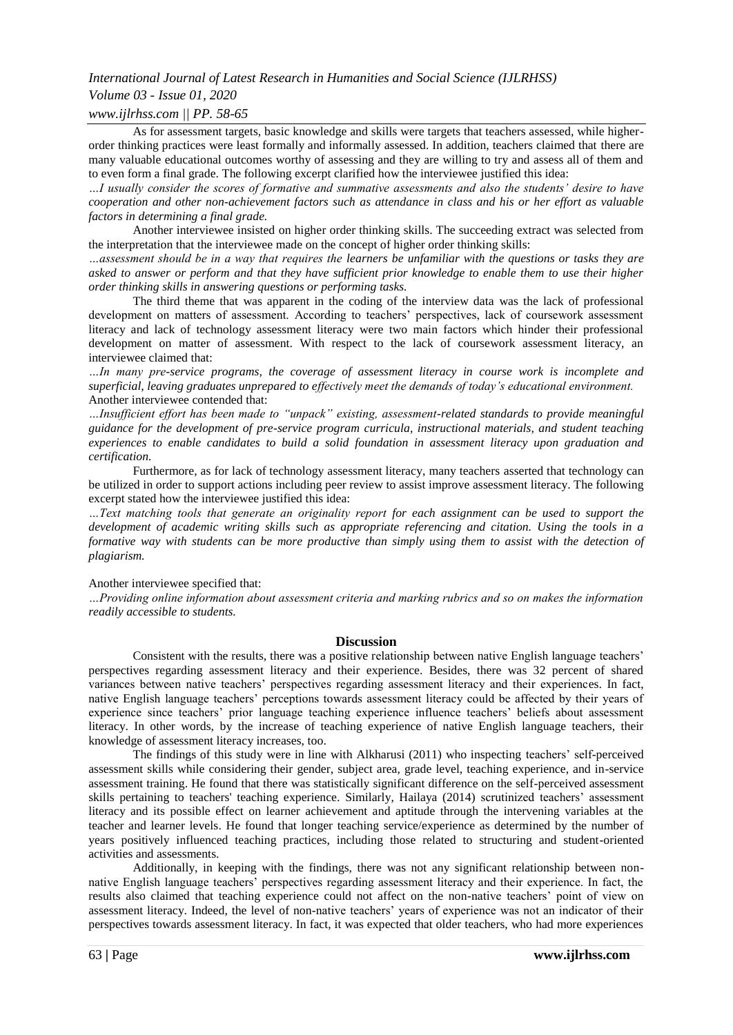As for assessment targets, basic knowledge and skills were targets that teachers assessed, while higher-order thinking practices were least formally and informally assessed. In addition, teachers claimed that there are many valuable educational outcomes worthy of assessing and they are willing to try and assess all of them and to even form a final grade. The following excerpt clarified how the interviewee justified this idea:

*…I usually consider the scores of formative and summative assessments and also the students' desire to have cooperation and other non-achievement factors such as attendance in class and his or her effort as valuable factors in determining a final grade.*

Another interviewee insisted on higher order thinking skills. The succeeding extract was selected from the interpretation that the interviewee made on the concept of higher order thinking skills:

*…assessment should be in a way that requires the learners be unfamiliar with the questions or tasks they are asked to answer or perform and that they have sufficient prior knowledge to enable them to use their higher order thinking skills in answering questions or performing tasks.*

The third theme that was apparent in the coding of the interview data was the lack of professional development on matters of assessment. According to teachers' perspectives, lack of coursework assessment literacy and lack of technology assessment literacy were two main factors which hinder their professional development on matter of assessment. With respect to the lack of coursework assessment literacy, an interviewee claimed that:

*…In many pre-service programs, the coverage of assessment literacy in course work is incomplete and superficial, leaving graduates unprepared to effectively meet the demands of today's educational environment.*

Another interviewee contended that:

*…Insufficient effort has been made to "unpack" existing, assessment-related standards to provide meaningful guidance for the development of pre-service program curricula, instructional materials, and student teaching experiences to enable candidates to build a solid foundation in assessment literacy upon graduation and certification.*

Furthermore, as for lack of technology assessment literacy, many teachers asserted that technology can be utilized in order to support actions including peer review to assist improve assessment literacy. The following excerpt stated how the interviewee justified this idea:

*…Text matching tools that generate an originality report for each assignment can be used to support the development of academic writing skills such as appropriate referencing and citation. Using the tools in a formative way with students can be more productive than simply using them to assist with the detection of plagiarism.*

Another interviewee specified that:

*…Providing online information about assessment criteria and marking rubrics and so on makes the information readily accessible to students.*

## Discussion

Consistent with the results, there was a positive relationship between native English language teachers' perspectives regarding assessment literacy and their experience. Besides, there was 32 percent of shared variances between native teachers' perspectives regarding assessment literacy and their experiences. In fact, native English language teachers' perceptions towards assessment literacy could be affected by their years of experience since teachers' prior language teaching experience influence teachers' beliefs about assessment literacy. In other words, by the increase of teaching experience of native English language teachers, their knowledge of assessment literacy increases, too.

The findings of this study were in line with Alkharusi (2011) who inspecting teachers' self-perceived assessment skills while considering their gender, subject area, grade level, teaching experience, and in-service assessment training. He found that there was statistically significant difference on the self-perceived assessment skills pertaining to teachers' teaching experience. Similarly, Hailaya (2014) scrutinized teachers' assessment literacy and its possible effect on learner achievement and aptitude through the intervening variables at the teacher and learner levels. He found that longer teaching service/experience as determined by the number of years positively influenced teaching practices, including those related to structuring and student-oriented activities and assessments.

Additionally, in keeping with the findings, there was not any significant relationship between non-native English language teachers' perspectives regarding assessment literacy and their experience. In fact, the results also claimed that teaching experience could not affect on the non-native teachers' point of view on assessment literacy. Indeed, the level of non-native teachers' years of experience was not an indicator of their perspectives towards assessment literacy. In fact, it was expected that older teachers, who had more experiences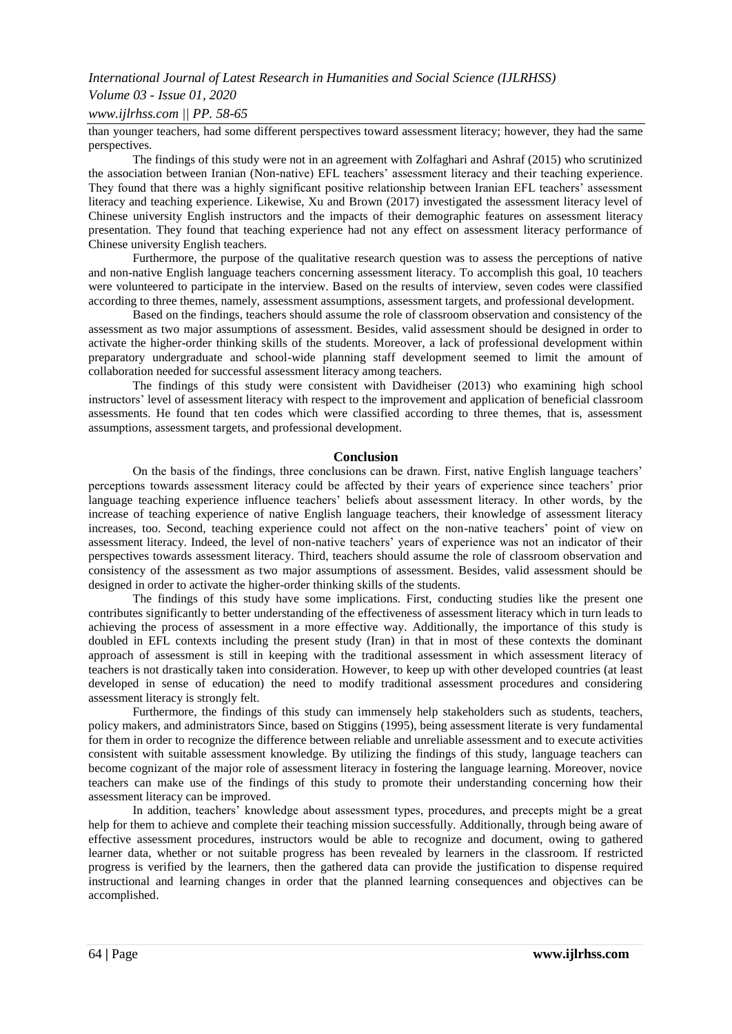than younger teachers, had some different perspectives toward assessment literacy; however, they had the same perspectives.

The findings of this study were not in an agreement with Zolfaghari and Ashraf (2015) who scrutinized the association between Iranian (Non-native) EFL teachers' assessment literacy and their teaching experience. They found that there was a highly significant positive relationship between Iranian EFL teachers' assessment literacy and teaching experience. Likewise, Xu and Brown (2017) investigated the assessment literacy level of Chinese university English instructors and the impacts of their demographic features on assessment literacy presentation. They found that teaching experience had not any effect on assessment literacy performance of Chinese university English teachers.

Furthermore, the purpose of the qualitative research question was to assess the perceptions of native and non-native English language teachers concerning assessment literacy. To accomplish this goal, 10 teachers were volunteered to participate in the interview. Based on the results of interview, seven codes were classified according to three themes, namely, assessment assumptions, assessment targets, and professional development.

Based on the findings, teachers should assume the role of classroom observation and consistency of the assessment as two major assumptions of assessment. Besides, valid assessment should be designed in order to activate the higher-order thinking skills of the students. Moreover, a lack of professional development within preparatory undergraduate and school-wide planning staff development seemed to limit the amount of collaboration needed for successful assessment literacy among teachers.

The findings of this study were consistent with Davidheiser (2013) who examining high school instructors' level of assessment literacy with respect to the improvement and application of beneficial classroom assessments. He found that ten codes which were classified according to three themes, that is, assessment assumptions, assessment targets, and professional development.

## Conclusion

On the basis of the findings, three conclusions can be drawn. First, native English language teachers' perceptions towards assessment literacy could be affected by their years of experience since teachers' prior language teaching experience influence teachers' beliefs about assessment literacy. In other words, by the increase of teaching experience of native English language teachers, their knowledge of assessment literacy increases, too. Second, teaching experience could not affect on the non-native teachers' point of view on assessment literacy. Indeed, the level of non-native teachers' years of experience was not an indicator of their perspectives towards assessment literacy. Third, teachers should assume the role of classroom observation and consistency of the assessment as two major assumptions of assessment. Besides, valid assessment should be designed in order to activate the higher-order thinking skills of the students.

The findings of this study have some implications. First, conducting studies like the present one contributes significantly to better understanding of the effectiveness of assessment literacy which in turn leads to achieving the process of assessment in a more effective way. Additionally, the importance of this study is doubled in EFL contexts including the present study (Iran) in that in most of these contexts the dominant approach of assessment is still in keeping with the traditional assessment in which assessment literacy of teachers is not drastically taken into consideration. However, to keep up with other developed countries (at least developed in sense of education) the need to modify traditional assessment procedures and considering assessment literacy is strongly felt.

Furthermore, the findings of this study can immensely help stakeholders such as students, teachers, policy makers, and administrators Since, based on Stiggins (1995), being assessment literate is very fundamental for them in order to recognize the difference between reliable and unreliable assessment and to execute activities consistent with suitable assessment knowledge. By utilizing the findings of this study, language teachers can become cognizant of the major role of assessment literacy in fostering the language learning. Moreover, novice teachers can make use of the findings of this study to promote their understanding concerning how their assessment literacy can be improved.

In addition, teachers' knowledge about assessment types, procedures, and precepts might be a great help for them to achieve and complete their teaching mission successfully. Additionally, through being aware of effective assessment procedures, instructors would be able to recognize and document, owing to gathered learner data, whether or not suitable progress has been revealed by learners in the classroom. If restricted progress is verified by the learners, then the gathered data can provide the justification to dispense required instructional and learning changes in order that the planned learning consequences and objectives can be accomplished.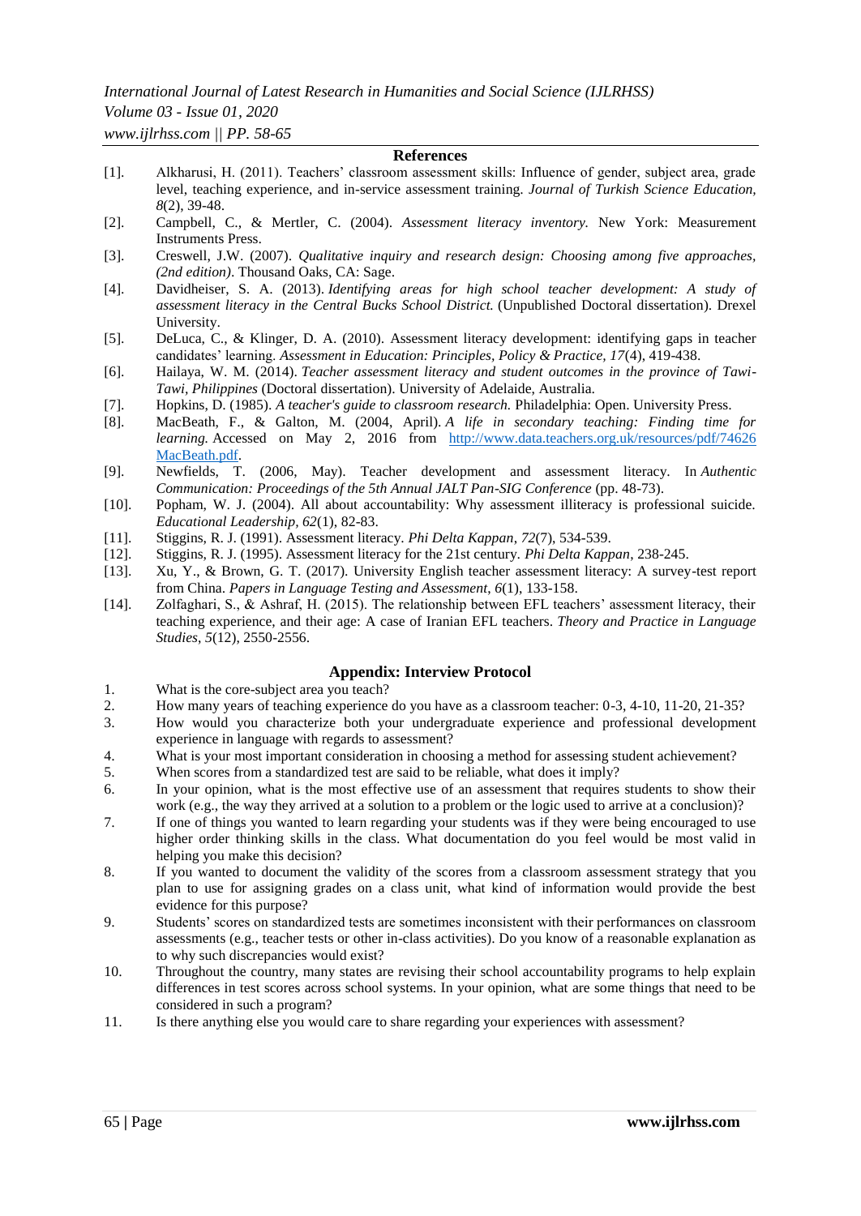## References

[1]. Alkharusi, H. (2011). Teachers' classroom assessment skills: Influence of gender, subject area, grade level, teaching experience, and in-service assessment training. *Journal of Turkish Science Education, 8*(2), 39-48.

[2]. Campbell, C., & Mertler, C. (2004). *Assessment literacy inventory.* New York: Measurement Instruments Press.

[3]. Creswell, J.W. (2007). *Qualitative inquiry and research design: Choosing among five approaches, (2nd edition)*. Thousand Oaks, CA: Sage.

[4]. Davidheiser, S. A. (2013). *Identifying areas for high school teacher development: A study of assessment literacy in the Central Bucks School District.* (Unpublished Doctoral dissertation). Drexel University.

[5]. DeLuca, C., & Klinger, D. A. (2010). Assessment literacy development: identifying gaps in teacher candidates' learning. *Assessment in Education: Principles, Policy & Practice, 17*(4), 419-438.

[6]. Hailaya, W. M. (2014). *Teacher assessment literacy and student outcomes in the province of Tawi-Tawi, Philippines* (Doctoral dissertation). University of Adelaide, Australia.

[7]. Hopkins, D. (1985). *A teacher's guide to classroom research.* Philadelphia: Open. University Press.

[8]. MacBeath, F., & Galton, M. (2004, April). *A life in secondary teaching: Finding time for learning.* Accessed on May 2, 2016 from http://www.data.teachers.org.uk/resources/pdf/74626MacBeath.pdf.

[9]. Newfields, T. (2006, May). Teacher development and assessment literacy. In *Authentic Communication: Proceedings of the 5th Annual JALT Pan-SIG Conference* (pp. 48-73).

[10]. Popham, W. J. (2004). All about accountability: Why assessment illiteracy is professional suicide. *Educational Leadership, 62*(1), 82-83.

[11]. Stiggins, R. J. (1991). Assessment literacy. *Phi Delta Kappan*, *72*(7), 534-539.

[12]. Stiggins, R. J. (1995). Assessment literacy for the 21st century. *Phi Delta Kappan*, 238-245.

[13]. Xu, Y., & Brown, G. T. (2017). University English teacher assessment literacy: A survey-test report from China. *Papers in Language Testing and Assessment*, *6*(1), 133-158.

[14]. Zolfaghari, S., & Ashraf, H. (2015). The relationship between EFL teachers' assessment literacy, their teaching experience, and their age: A case of Iranian EFL teachers. *Theory and Practice in Language Studies*, *5*(12), 2550-2556.

## Appendix: Interview Protocol

1. What is the core-subject area you teach?
2. How many years of teaching experience do you have as a classroom teacher: 0-3, 4-10, 11-20, 21-35?
3. How would you characterize both your undergraduate experience and professional development experience in language with regards to assessment?
4. What is your most important consideration in choosing a method for assessing student achievement?
5. When scores from a standardized test are said to be reliable, what does it imply?
6. In your opinion, what is the most effective use of an assessment that requires students to show their work (e.g., the way they arrived at a solution to a problem or the logic used to arrive at a conclusion)?
7. If one of things you wanted to learn regarding your students was if they were being encouraged to use higher order thinking skills in the class. What documentation do you feel would be most valid in helping you make this decision?
8. If you wanted to document the validity of the scores from a classroom assessment strategy that you plan to use for assigning grades on a class unit, what kind of information would provide the best evidence for this purpose?
9. Students' scores on standardized tests are sometimes inconsistent with their performances on classroom assessments (e.g., teacher tests or other in-class activities). Do you know of a reasonable explanation as to why such discrepancies would exist?
10. Throughout the country, many states are revising their school accountability programs to help explain differences in test scores across school systems. In your opinion, what are some things that need to be considered in such a program?
11. Is there anything else you would care to share regarding your experiences with assessment?